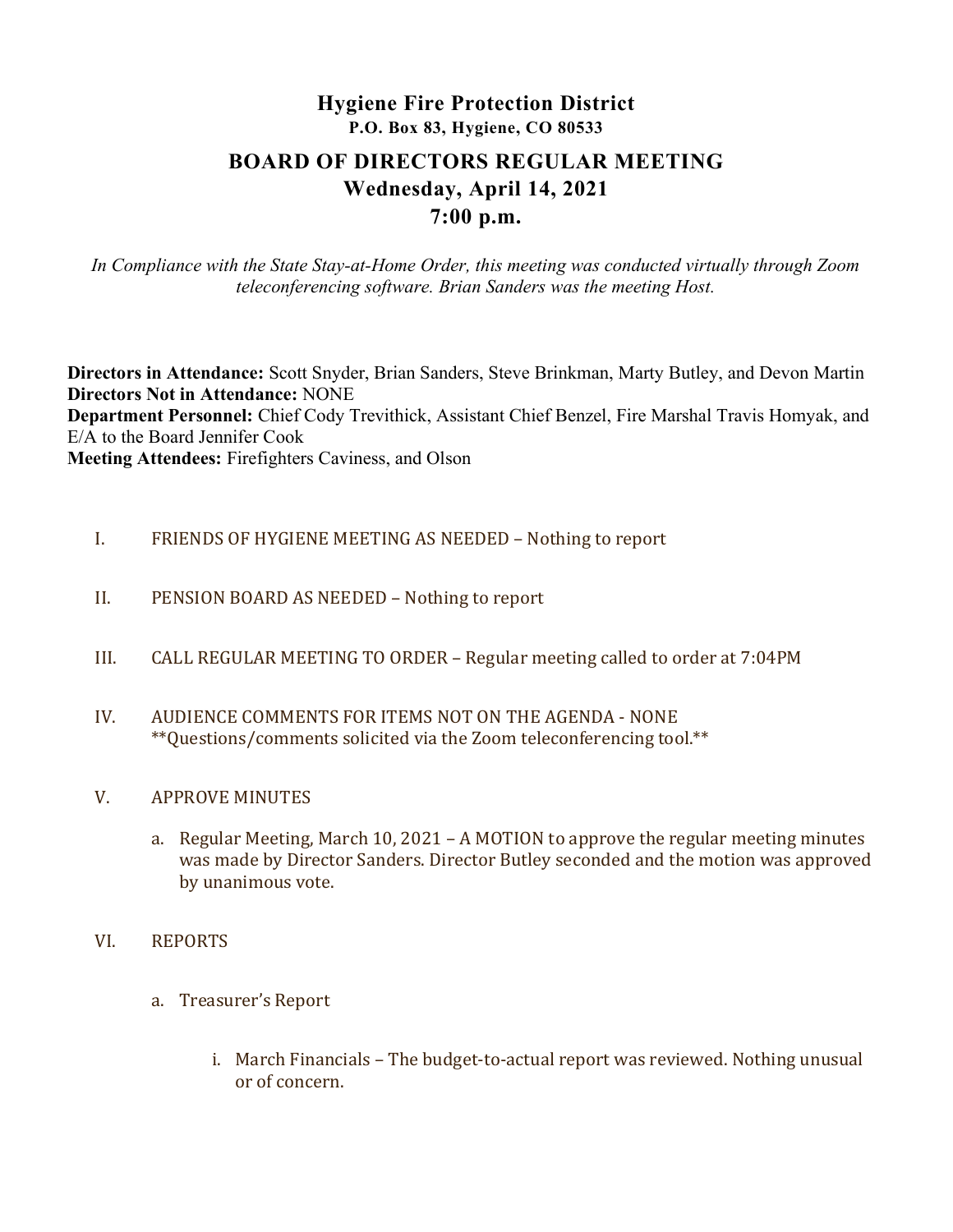# Hygiene Fire Protection District

**P.O. Box 83, Hygiene, CO 80533**

## BOARD OF DIRECTORS REGULAR MEETING

## Wednesday, April 14, 2021

## 7:00 p.m.

*In Compliance with the State Stay-at-Home Order, this meeting was conducted virtually through Zoom teleconferencing software. Brian Sanders was the meeting Host.*

**Directors in Attendance:** Scott Snyder, Brian Sanders, Steve Brinkman, Marty Butley, and Devon Martin
**Directors Not in Attendance:** NONE
**Department Personnel:** Chief Cody Trevithick, Assistant Chief Benzel, Fire Marshal Travis Homyak, and E/A to the Board Jennifer Cook
**Meeting Attendees:** Firefighters Caviness, and Olson

I. FRIENDS OF HYGIENE MEETING AS NEEDED – Nothing to report

II. PENSION BOARD AS NEEDED – Nothing to report

III. CALL REGULAR MEETING TO ORDER – Regular meeting called to order at 7:04PM

IV. AUDIENCE COMMENTS FOR ITEMS NOT ON THE AGENDA - NONE
**Questions/comments solicited via the Zoom teleconferencing tool.**

V. APPROVE MINUTES

   a. Regular Meeting, March 10, 2021 – A MOTION to approve the regular meeting minutes was made by Director Sanders. Director Butley seconded and the motion was approved by unanimous vote.

VI. REPORTS

   a. Treasurer's Report

      i. March Financials – The budget-to-actual report was reviewed. Nothing unusual or of concern.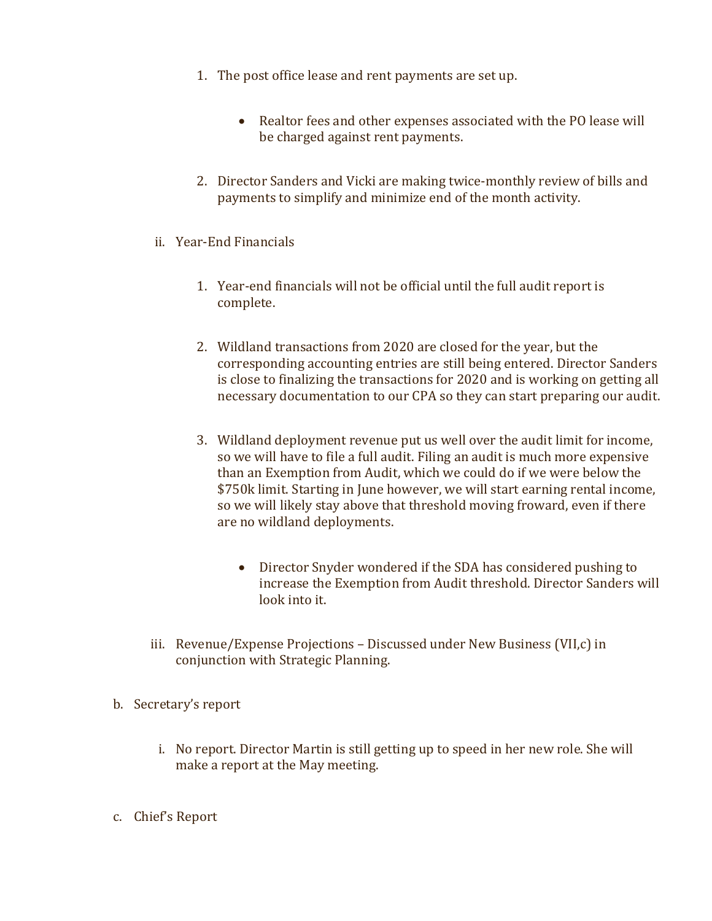1. The post office lease and rent payments are set up.

    - Realtor fees and other expenses associated with the PO lease will be charged against rent payments.

2. Director Sanders and Vicki are making twice-monthly review of bills and payments to simplify and minimize end of the month activity.

ii. Year-End Financials

1. Year-end financials will not be official until the full audit report is complete.

2. Wildland transactions from 2020 are closed for the year, but the corresponding accounting entries are still being entered. Director Sanders is close to finalizing the transactions for 2020 and is working on getting all necessary documentation to our CPA so they can start preparing our audit.

3. Wildland deployment revenue put us well over the audit limit for income, so we will have to file a full audit. Filing an audit is much more expensive than an Exemption from Audit, which we could do if we were below the $750k limit. Starting in June however, we will start earning rental income, so we will likely stay above that threshold moving froward, even if there are no wildland deployments.

    - Director Snyder wondered if the SDA has considered pushing to increase the Exemption from Audit threshold. Director Sanders will look into it.

iii. Revenue/Expense Projections – Discussed under New Business (VII,c) in conjunction with Strategic Planning.

b. Secretary's report

i. No report. Director Martin is still getting up to speed in her new role. She will make a report at the May meeting.

c. Chief's Report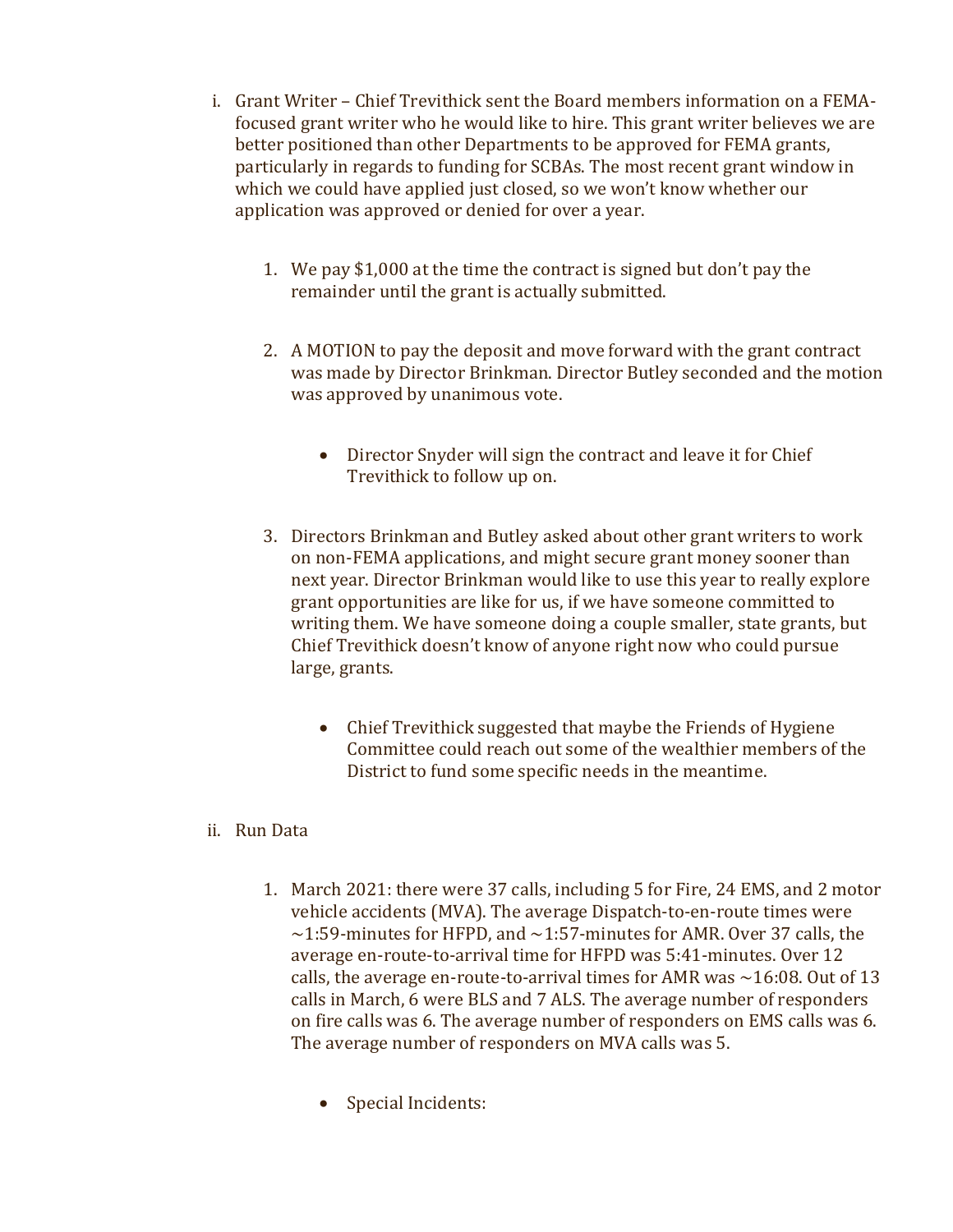i. Grant Writer – Chief Trevithick sent the Board members information on a FEMA-focused grant writer who he would like to hire. This grant writer believes we are better positioned than other Departments to be approved for FEMA grants, particularly in regards to funding for SCBAs. The most recent grant window in which we could have applied just closed, so we won't know whether our application was approved or denied for over a year.

   1. We pay $1,000 at the time the contract is signed but don't pay the remainder until the grant is actually submitted.

   2. A MOTION to pay the deposit and move forward with the grant contract was made by Director Brinkman. Director Butley seconded and the motion was approved by unanimous vote.

      - Director Snyder will sign the contract and leave it for Chief Trevithick to follow up on.

   3. Directors Brinkman and Butley asked about other grant writers to work on non-FEMA applications, and might secure grant money sooner than next year. Director Brinkman would like to use this year to really explore grant opportunities are like for us, if we have someone committed to writing them. We have someone doing a couple smaller, state grants, but Chief Trevithick doesn't know of anyone right now who could pursue large, grants.

      - Chief Trevithick suggested that maybe the Friends of Hygiene Committee could reach out some of the wealthier members of the District to fund some specific needs in the meantime.

ii. Run Data

   1. March 2021: there were 37 calls, including 5 for Fire, 24 EMS, and 2 motor vehicle accidents (MVA). The average Dispatch-to-en-route times were ~1:59-minutes for HFPD, and ~1:57-minutes for AMR. Over 37 calls, the average en-route-to-arrival time for HFPD was 5:41-minutes. Over 12 calls, the average en-route-to-arrival times for AMR was ~16:08. Out of 13 calls in March, 6 were BLS and 7 ALS. The average number of responders on fire calls was 6. The average number of responders on EMS calls was 6. The average number of responders on MVA calls was 5.

      - Special Incidents: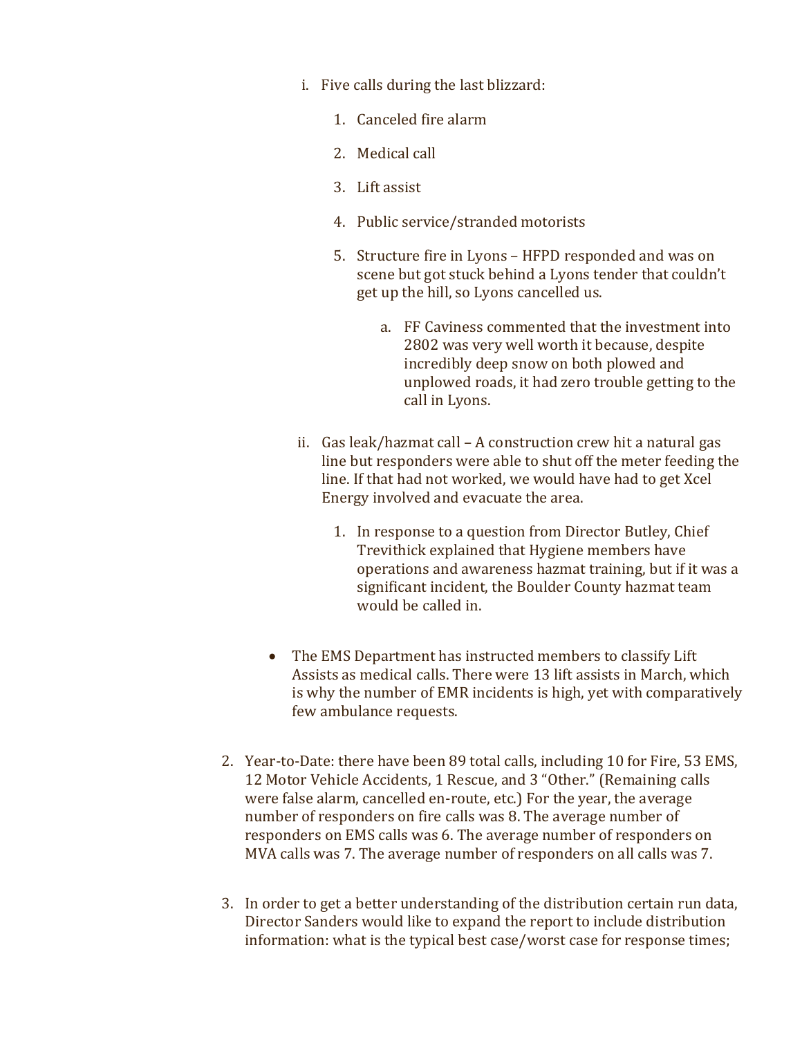i. Five calls during the last blizzard:

   1. Canceled fire alarm

   2. Medical call

   3. Lift assist

   4. Public service/stranded motorists

   5. Structure fire in Lyons – HFPD responded and was on scene but got stuck behind a Lyons tender that couldn't get up the hill, so Lyons cancelled us.

      a. FF Caviness commented that the investment into 2802 was very well worth it because, despite incredibly deep snow on both plowed and unplowed roads, it had zero trouble getting to the call in Lyons.

ii. Gas leak/hazmat call – A construction crew hit a natural gas line but responders were able to shut off the meter feeding the line. If that had not worked, we would have had to get Xcel Energy involved and evacuate the area.

   1. In response to a question from Director Butley, Chief Trevithick explained that Hygiene members have operations and awareness hazmat training, but if it was a significant incident, the Boulder County hazmat team would be called in.

- The EMS Department has instructed members to classify Lift Assists as medical calls. There were 13 lift assists in March, which is why the number of EMR incidents is high, yet with comparatively few ambulance requests.

2. Year-to-Date: there have been 89 total calls, including 10 for Fire, 53 EMS, 12 Motor Vehicle Accidents, 1 Rescue, and 3 "Other." (Remaining calls were false alarm, cancelled en-route, etc.) For the year, the average number of responders on fire calls was 8. The average number of responders on EMS calls was 6. The average number of responders on MVA calls was 7. The average number of responders on all calls was 7.

3. In order to get a better understanding of the distribution certain run data, Director Sanders would like to expand the report to include distribution information: what is the typical best case/worst case for response times;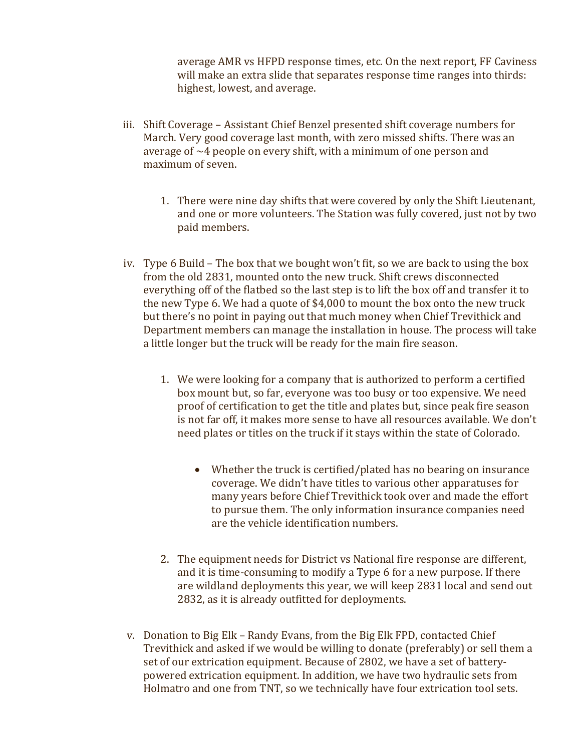average AMR vs HFPD response times, etc. On the next report, FF Caviness will make an extra slide that separates response time ranges into thirds: highest, lowest, and average.

iii. Shift Coverage – Assistant Chief Benzel presented shift coverage numbers for March. Very good coverage last month, with zero missed shifts. There was an average of ~4 people on every shift, with a minimum of one person and maximum of seven.

   1. There were nine day shifts that were covered by only the Shift Lieutenant, and one or more volunteers. The Station was fully covered, just not by two paid members.

iv. Type 6 Build – The box that we bought won't fit, so we are back to using the box from the old 2831, mounted onto the new truck. Shift crews disconnected everything off of the flatbed so the last step is to lift the box off and transfer it to the new Type 6. We had a quote of $4,000 to mount the box onto the new truck but there's no point in paying out that much money when Chief Trevithick and Department members can manage the installation in house. The process will take a little longer but the truck will be ready for the main fire season.

   1. We were looking for a company that is authorized to perform a certified box mount but, so far, everyone was too busy or too expensive. We need proof of certification to get the title and plates but, since peak fire season is not far off, it makes more sense to have all resources available. We don't need plates or titles on the truck if it stays within the state of Colorado.

      - Whether the truck is certified/plated has no bearing on insurance coverage. We didn't have titles to various other apparatuses for many years before Chief Trevithick took over and made the effort to pursue them. The only information insurance companies need are the vehicle identification numbers.

   2. The equipment needs for District vs National fire response are different, and it is time-consuming to modify a Type 6 for a new purpose. If there are wildland deployments this year, we will keep 2831 local and send out 2832, as it is already outfitted for deployments.

v. Donation to Big Elk – Randy Evans, from the Big Elk FPD, contacted Chief Trevithick and asked if we would be willing to donate (preferably) or sell them a set of our extrication equipment. Because of 2802, we have a set of battery-powered extrication equipment. In addition, we have two hydraulic sets from Holmatro and one from TNT, so we technically have four extrication tool sets.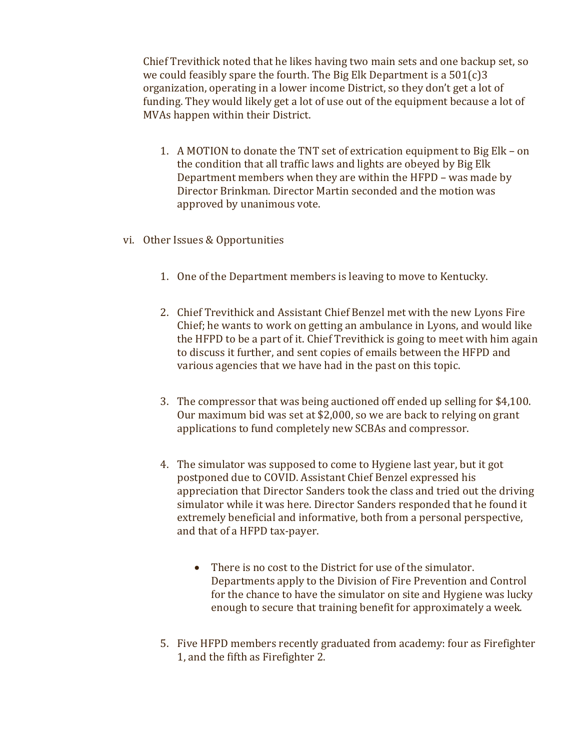Chief Trevithick noted that he likes having two main sets and one backup set, so we could feasibly spare the fourth. The Big Elk Department is a 501(c)3 organization, operating in a lower income District, so they don't get a lot of funding. They would likely get a lot of use out of the equipment because a lot of MVAs happen within their District.

1. A MOTION to donate the TNT set of extrication equipment to Big Elk – on the condition that all traffic laws and lights are obeyed by Big Elk Department members when they are within the HFPD – was made by Director Brinkman. Director Martin seconded and the motion was approved by unanimous vote.

vi. Other Issues & Opportunities

1. One of the Department members is leaving to move to Kentucky.

2. Chief Trevithick and Assistant Chief Benzel met with the new Lyons Fire Chief; he wants to work on getting an ambulance in Lyons, and would like the HFPD to be a part of it. Chief Trevithick is going to meet with him again to discuss it further, and sent copies of emails between the HFPD and various agencies that we have had in the past on this topic.

3. The compressor that was being auctioned off ended up selling for $4,100. Our maximum bid was set at $2,000, so we are back to relying on grant applications to fund completely new SCBAs and compressor.

4. The simulator was supposed to come to Hygiene last year, but it got postponed due to COVID. Assistant Chief Benzel expressed his appreciation that Director Sanders took the class and tried out the driving simulator while it was here. Director Sanders responded that he found it extremely beneficial and informative, both from a personal perspective, and that of a HFPD tax-payer.

    - There is no cost to the District for use of the simulator. Departments apply to the Division of Fire Prevention and Control for the chance to have the simulator on site and Hygiene was lucky enough to secure that training benefit for approximately a week.

5. Five HFPD members recently graduated from academy: four as Firefighter 1, and the fifth as Firefighter 2.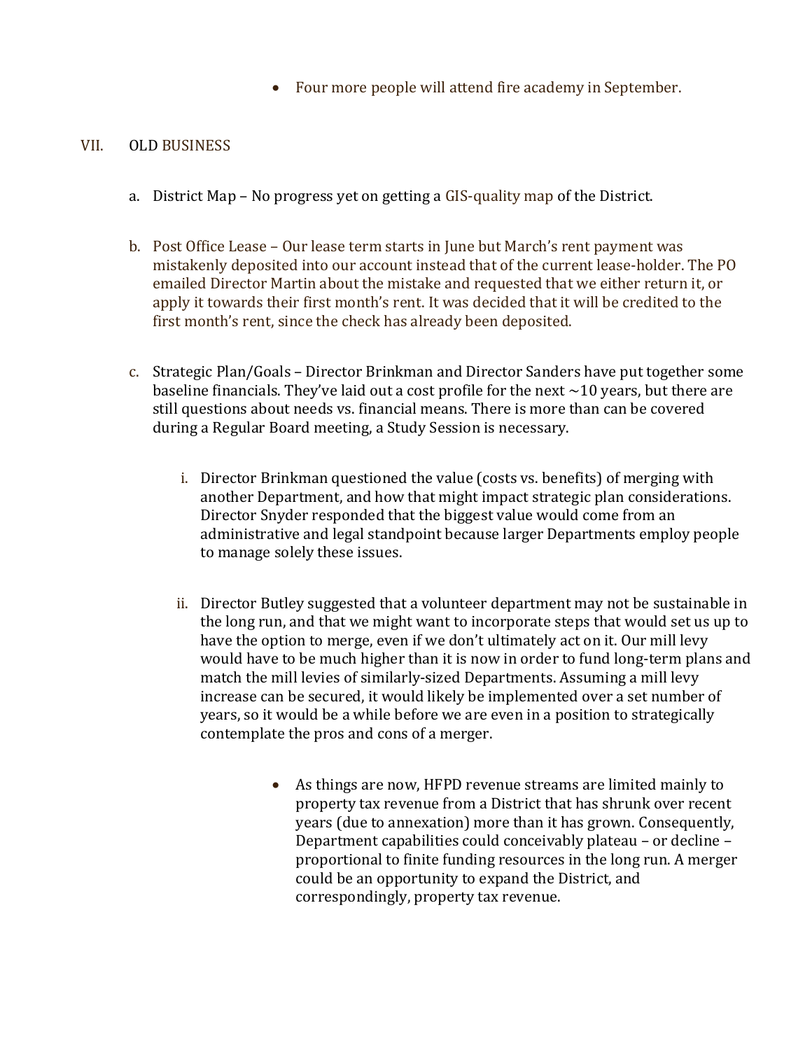- Four more people will attend fire academy in September.

## VII. OLD BUSINESS

a. District Map – No progress yet on getting a GIS-quality map of the District.

b. Post Office Lease – Our lease term starts in June but March's rent payment was mistakenly deposited into our account instead that of the current lease-holder. The PO emailed Director Martin about the mistake and requested that we either return it, or apply it towards their first month's rent. It was decided that it will be credited to the first month's rent, since the check has already been deposited.

c. Strategic Plan/Goals – Director Brinkman and Director Sanders have put together some baseline financials. They've laid out a cost profile for the next ~10 years, but there are still questions about needs vs. financial means. There is more than can be covered during a Regular Board meeting, a Study Session is necessary.

   i. Director Brinkman questioned the value (costs vs. benefits) of merging with another Department, and how that might impact strategic plan considerations. Director Snyder responded that the biggest value would come from an administrative and legal standpoint because larger Departments employ people to manage solely these issues.

   ii. Director Butley suggested that a volunteer department may not be sustainable in the long run, and that we might want to incorporate steps that would set us up to have the option to merge, even if we don't ultimately act on it. Our mill levy would have to be much higher than it is now in order to fund long-term plans and match the mill levies of similarly-sized Departments. Assuming a mill levy increase can be secured, it would likely be implemented over a set number of years, so it would be a while before we are even in a position to strategically contemplate the pros and cons of a merger.

      - As things are now, HFPD revenue streams are limited mainly to property tax revenue from a District that has shrunk over recent years (due to annexation) more than it has grown. Consequently, Department capabilities could conceivably plateau – or decline – proportional to finite funding resources in the long run. A merger could be an opportunity to expand the District, and correspondingly, property tax revenue.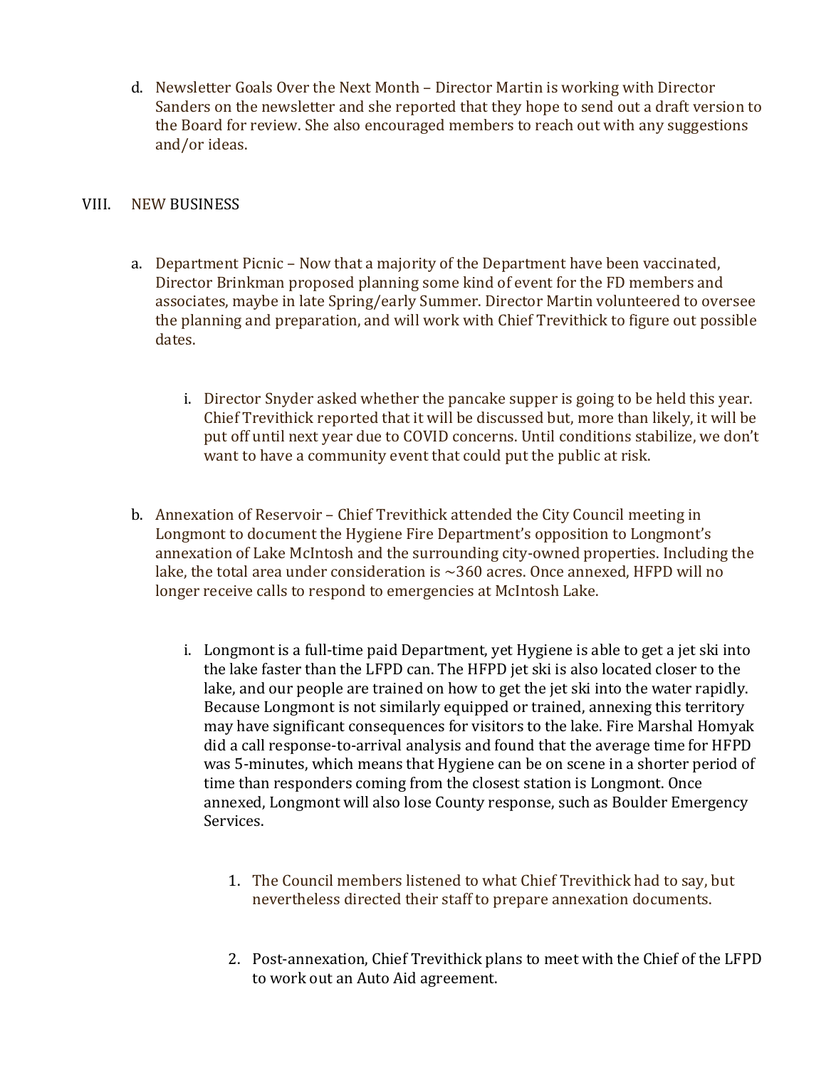d. Newsletter Goals Over the Next Month – Director Martin is working with Director Sanders on the newsletter and she reported that they hope to send out a draft version to the Board for review. She also encouraged members to reach out with any suggestions and/or ideas.

VIII. NEW BUSINESS

a. Department Picnic – Now that a majority of the Department have been vaccinated, Director Brinkman proposed planning some kind of event for the FD members and associates, maybe in late Spring/early Summer. Director Martin volunteered to oversee the planning and preparation, and will work with Chief Trevithick to figure out possible dates.

   i. Director Snyder asked whether the pancake supper is going to be held this year. Chief Trevithick reported that it will be discussed but, more than likely, it will be put off until next year due to COVID concerns. Until conditions stabilize, we don't want to have a community event that could put the public at risk.

b. Annexation of Reservoir – Chief Trevithick attended the City Council meeting in Longmont to document the Hygiene Fire Department's opposition to Longmont's annexation of Lake McIntosh and the surrounding city-owned properties. Including the lake, the total area under consideration is ~360 acres. Once annexed, HFPD will no longer receive calls to respond to emergencies at McIntosh Lake.

   i. Longmont is a full-time paid Department, yet Hygiene is able to get a jet ski into the lake faster than the LFPD can. The HFPD jet ski is also located closer to the lake, and our people are trained on how to get the jet ski into the water rapidly. Because Longmont is not similarly equipped or trained, annexing this territory may have significant consequences for visitors to the lake. Fire Marshal Homyak did a call response-to-arrival analysis and found that the average time for HFPD was 5-minutes, which means that Hygiene can be on scene in a shorter period of time than responders coming from the closest station is Longmont. Once annexed, Longmont will also lose County response, such as Boulder Emergency Services.

      1. The Council members listened to what Chief Trevithick had to say, but nevertheless directed their staff to prepare annexation documents.

      2. Post-annexation, Chief Trevithick plans to meet with the Chief of the LFPD to work out an Auto Aid agreement.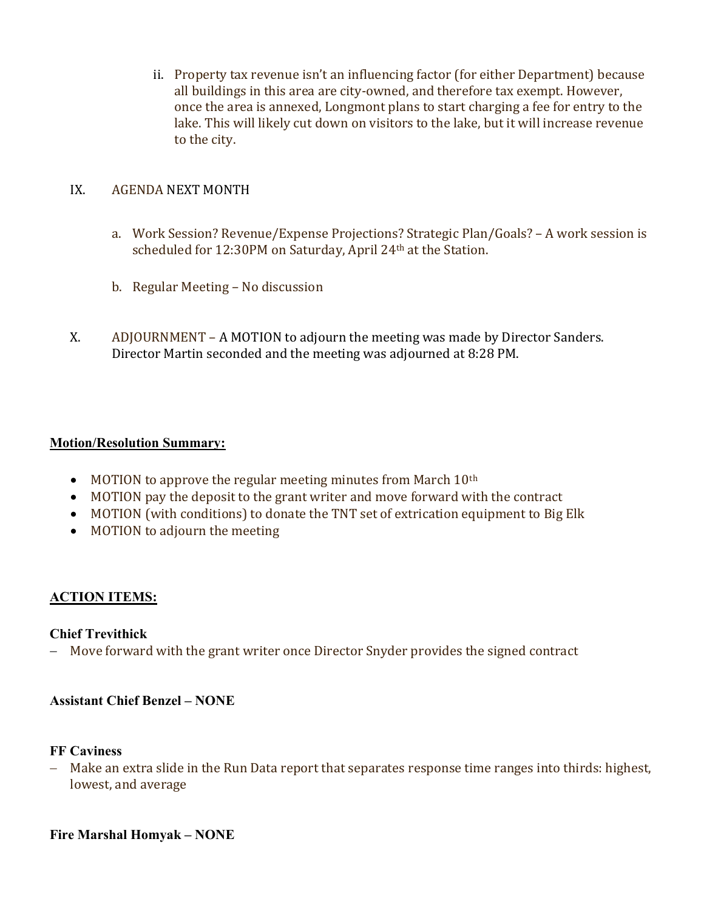ii. Property tax revenue isn't an influencing factor (for either Department) because all buildings in this area are city-owned, and therefore tax exempt. However, once the area is annexed, Longmont plans to start charging a fee for entry to the lake. This will likely cut down on visitors to the lake, but it will increase revenue to the city.

IX. AGENDA NEXT MONTH

a. Work Session? Revenue/Expense Projections? Strategic Plan/Goals? – A work session is scheduled for 12:30PM on Saturday, April 24th at the Station.

b. Regular Meeting – No discussion

X. ADJOURNMENT – A MOTION to adjourn the meeting was made by Director Sanders. Director Martin seconded and the meeting was adjourned at 8:28 PM.

**Motion/Resolution Summary:**

- MOTION to approve the regular meeting minutes from March 10th
- MOTION pay the deposit to the grant writer and move forward with the contract
- MOTION (with conditions) to donate the TNT set of extrication equipment to Big Elk
- MOTION to adjourn the meeting

**ACTION ITEMS:**

**Chief Trevithick**

– Move forward with the grant writer once Director Snyder provides the signed contract

**Assistant Chief Benzel – NONE**

**FF Caviness**

– Make an extra slide in the Run Data report that separates response time ranges into thirds: highest, lowest, and average

**Fire Marshal Homyak – NONE**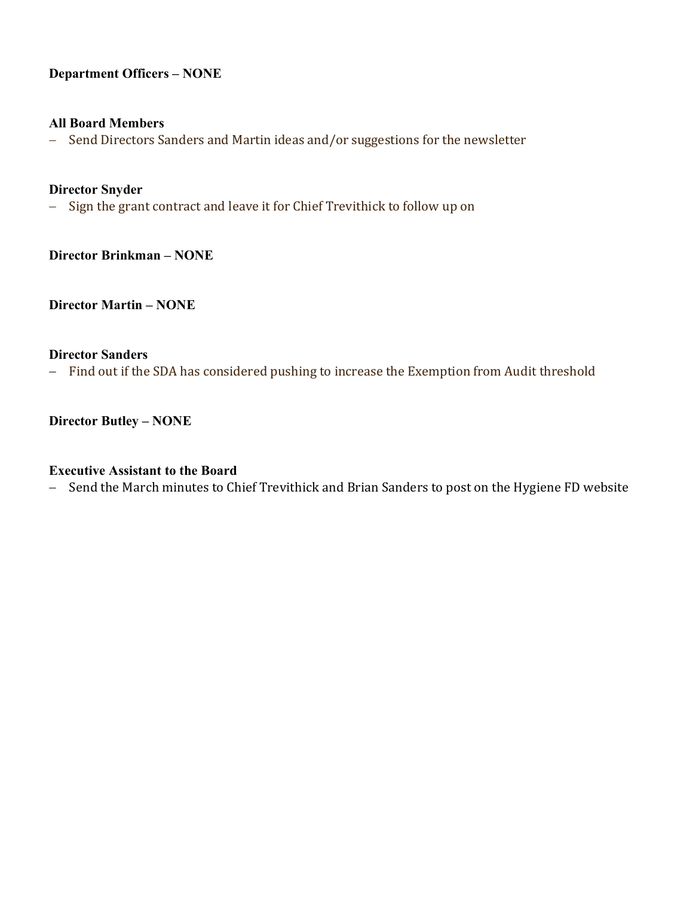**Department Officers – NONE**

**All Board Members**

– Send Directors Sanders and Martin ideas and/or suggestions for the newsletter

**Director Snyder**

– Sign the grant contract and leave it for Chief Trevithick to follow up on

**Director Brinkman – NONE**

**Director Martin – NONE**

**Director Sanders**

– Find out if the SDA has considered pushing to increase the Exemption from Audit threshold

**Director Butley – NONE**

**Executive Assistant to the Board**

– Send the March minutes to Chief Trevithick and Brian Sanders to post on the Hygiene FD website